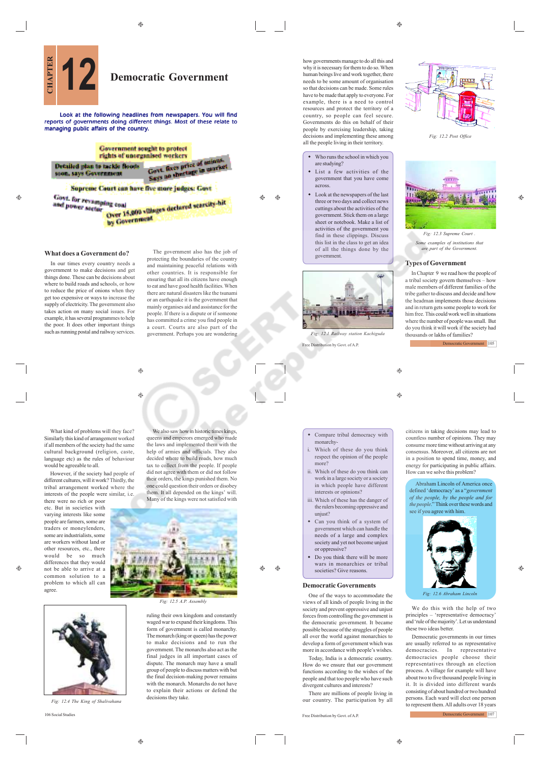# CHAPTER 12 Democratic Government

Look at the following headlines from newspapers. You will find reports of governments doing different things. Most of these relate to managing public affairs of the country.

Government sought to protect rights of unorganised workers

Detailed plan to tackle floods soon, says Government

Govt. fixes price of onions. Says no shortage in market

Supreme Court can have five more judges: Govt

Govt. for revamping coal and power sector

Over 15,000 villages declared scarcity-hit by Government

## What does a Government do?

In our times every country needs a government to make decisions and get things done. These can be decisions about where to build roads and schools, or how to reduce the price of onions when they get too expensive or ways to increase the supply of electricity. The government also takes action on many social issues. For example, it has several programmes to help the poor. It does other important things such as running postal and railway services.

The government also has the job of protecting the boundaries of the country and maintaining peaceful relations with other countries. It is responsible for ensuring that all its citizens have enough to eat and have good health facilities. When there are natural disasters like the tsunami or an earthquake it is the government that mainly organises aid and assistance for the people. If there is a dispute or if someone has committed a crime you find people in a court. Courts are also part of the government. Perhaps you are wondering how governments manage to do all this and why it is necessary for them to do so. When human beings live and work together, there needs to be some amount of organisation so that decisions can be made. Some rules have to be made that apply to everyone. For example, there is a need to control resources and protect the territory of a country, so people can feel secure. Governments do this on behalf of their people by exercising leadership, taking decisions and implementing these among all the people living in their territory.

- Who runs the school in which you are studying?
- List a few activities of the government that you have come across.
- Look at the newspapers of the last three or two days and collect news cuttings about the activities of the government. Stick them on a large sheet or notebook. Make a list of activities of the government you find in these clippings. Discuss this list in the class to get an idea of all the things done by the government.

Fig: 12.1 Railway station Kachiguda

Fig: 12.2 Post Office

Fig: 12.3 Supreme Court .

*Some examples of institutions that are part of the Government.*

## Types of Government

In Chapter 9 we read how the people of a tribal society govern themselves – how male members of different families of the tribe gather to discuss and decide and how the headman implements those decisions and in return gets some people to work for him free. This could work well in situations where the number of people was small. But do you think it will work if the society had thousands or lakhs of families?

What kind of problems will they face? Similarly this kind of arrangement worked if all members of the society had the same cultural background (religion, caste, language etc) as the rules of behaviour would be agreeable to all.

However, if the society had people of different cultures, will it work? Thirdly, the tribal arrangement worked where the interests of the people were similar, i.e. there were no rich or poor etc. But in societies with varying interests like some people are farmers, some are traders or moneylenders, some are industrialists, some are workers without land or other resources, etc., there would be so much differences that they would not be able to arrive at a common solution to a problem to which all can agree.

We also saw how in historic times kings, queens and emperors emerged who made the laws and implemented them with the help of armies and officials. They also decided where to build roads, how much tax to collect from the people. If people did not agree with them or did not follow their orders, the kings punished them. No one could question their orders or disobey them. It all depended on the kings' will. Many of the kings were not satisfied with ruling their own kingdom and constantly waged war to expand their kingdoms. This form of government is called monarchy. The monarch (king or queen) has the power to make decisions and to run the government. The monarchs also act as the final judges in all important cases of dispute. The monarch may have a small group of people to discuss matters with but the final decision-making power remains with the monarch. Monarchs do not have to explain their actions or defend the decisions they take.

Fig: 12.5 A.P. Assembly

Fig: 12.4 The King of Shalivahana

- Compare tribal democracy with monarchy-
  i. Which of these do you think respect the opinion of the people more?
  ii. Which of these do you think can work in a large society or a society in which people have different interests or opinions?
  iii. Which of these has the danger of the rulers becoming oppressive and unjust?
- Can you think of a system of government which can handle the needs of a large and complex society and yet not become unjust or oppressive?
- Do you think there will be more wars in monarchies or tribal societies? Give reasons.

## Democratic Governments

One of the ways to accommodate the views of all kinds of people living in the society and prevent oppressive and unjust forces from controlling the government is the democratic government. It became possible because of the struggles of people all over the world against monarchies to develop a form of government which was more in accordance with people's wishes.

Today, India is a democratic country. How do we ensure that our government functions according to the wishes of the people and that too people who have such divergent cultures and interests?

There are millions of people living in our country. The participation by all citizens in taking decisions may lead to countless number of opinions. They may consume more time without arriving at any consensus. Moreover, all citizens are not in a position to spend time, money, and energy for participating in public affairs. How can we solve this problem?

Abraham Lincoln of America once defined 'democracy' as a "*government of the people, by the people and for the people*." Think over these words and see if you agree with him.

Fig: 12.6 Abraham Lincoln

We do this with the help of two principles – 'representative democracy' and 'rule of the majority'. Let us understand these two ideas better.

Democratic governments in our times are usually referred to as representative democracies. In representative democracies people choose their representatives through an election process. A village for example will have about two to five thousand people living in it. It is divided into different wards consisting of about hundred or two hundred persons. Each ward will elect one person to represent them. All adults over 18 years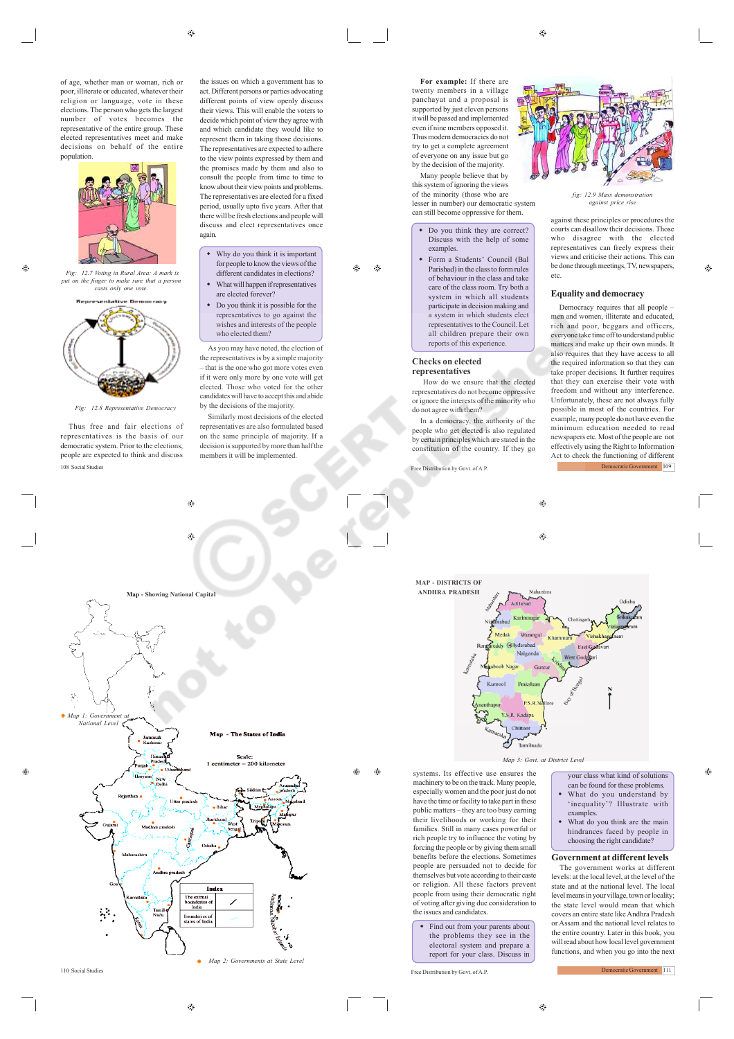of age, whether man or woman, rich or poor, illiterate or educated, whatever their religion or language, vote in these elections. The person who gets the largest number of votes becomes the representative of the entire group. These elected representatives meet and make decisions on behalf of the entire population.

Fig: 12.7 Voting in Rural Area: A mark is put on the finger to make sure that a person casts only one vote.

Fig: 12.8 Representative Democracy

Thus free and fair elections of representatives is the basis of our democratic system. Prior to the elections, people are expected to think and discuss the issues on which a government has to act. Different persons or parties advocating different points of view openly discuss their views. This will enable the voters to decide which point of view they agree with and which candidate they would like to represent them in taking those decisions. The representatives are expected to adhere to the view points expressed by them and the promises made by them and also to consult the people from time to time to know about their view points and problems. The representatives are elected for a fixed period, usually upto five years. After that there will be fresh elections and people will discuss and elect representatives once again.

- Why do you think it is important for people to know the views of the different candidates in elections?
- What will happen if representatives are elected for ever?
- Do you think it is possible for the representatives to go against the wishes and interests of the people who elected them?

As you may have noted, the election of the representatives is by a simple majority – that is the one who got more votes even if it were only more by one vote will get elected. Those who voted for the other candidates will have to accept this and abide by the decisions of the majority.

Similarly most decisions of the elected representatives are also formulated based on the same principle of majority. If a decision is supported by more than half the members it will be implemented.

**For example:** If there are twenty members in a village panchayat and a proposal is supported by just eleven persons it will be passed and implemented even if nine members opposed it. Thus modern democracies do not try to get a complete agreement of everyone on any issue but go by the decision of the majority.

Many people believe that by this system of ignoring the views of the minority (those who are lesser in number) our democratic system can still become oppressive for them.

fig: 12.9 Mass demonstration against price rise

- Do you think they are correct? Discuss with the help of some examples.
- Form a Students' Council (Bal Parishad) in the class to form rules of behaviour in the class and take care of the class room. Try both a system in which all students participate in decision making and a system in which students elect representatives to the Council. Let all children prepare their own reports of this experience.

## Checks on elected representatives

How do we ensure that the elected representatives do not become oppressive or ignore the interests of the minority who do not agree with them?

In a democracy, the authority of the people who get elected is also regulated by certain principles which are stated in the constitution of the country. If they go against these principles or procedures the courts can disallow their decisions. Those who disagree with the elected representatives can freely express their views and criticise their actions. This can be done through meetings, TV, newspapers, etc.

## Equality and democracy

Democracy requires that all people – men and women, illiterate and educated, rich and poor, beggars and officers, everyone take time off to understand public matters and make up their own minds. It also requires that they have access to all the required information so that they can take proper decisions. It further requires that they can exercise their vote with freedom and without any interference. Unfortunately, these are not always fully possible in most of the countries. For example, many people do not have even the minimum education needed to read newspapers etc. Most of the people are not effectively using the Right to Information Act to check the functioning of different systems. Its effective use ensures the machinery to be on the track. Many people, especially women and the poor just do not have the time or facility to take part in these public matters – they are too busy earning their livelihoods or working for their families. Still in many cases powerful or rich people try to influence the voting by forcing the people or by giving them small benefits before the elections. Sometimes people are persuaded not to decide for themselves but vote according to their caste or religion. All these factors prevent people from using their democratic right of voting after giving due consideration to the issues and candidates.

- Find out from your parents about the problems they see in the electoral system and prepare a report for your class. Discuss in your class what kind of solutions can be found for these problems.
- What do you understand by 'inequality'? Illustrate with examples.
- What do you think are the main hindrances faced by people in choosing the right candidate?

## Government at different levels

The government works at different levels: at the local level, at the level of the state and at the national level. The local level means in your village, town or locality; the state level would mean that which covers an entire state like Andhra Pradesh or Assam and the national level relates to the entire country. Later in this book, you will read about how local level government functions, and when you go into the next

Map - Showing National Capital

Map 1: Government at National Level

Map - The States of India

Scale: 1 centimeter = 200 kilometer

Map 2: Governments at State Level

MAP - DISTRICTS OF ANDHRA PRADESH

Map 3: Govt. at District Level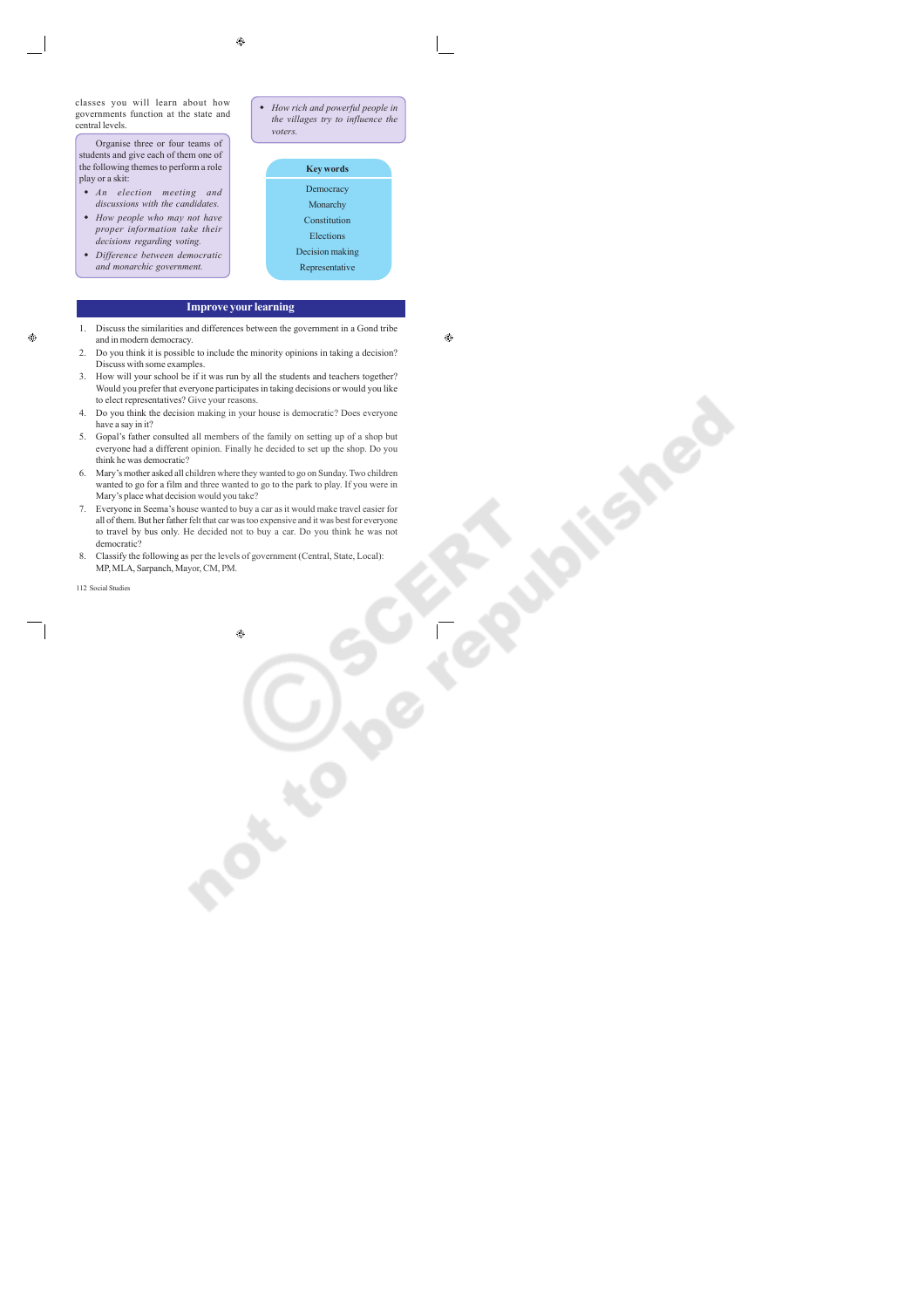classes you will learn about how governments function at the state and central levels.

Organise three or four teams of students and give each of them one of the following themes to perform a role play or a skit:

- *An election meeting and discussions with the candidates.*
- *How people who may not have proper information take their decisions regarding voting.*
- *Difference between democratic and monarchic government.*
- *How rich and powerful people in the villages try to influence the voters.*

**Key words**

Democracy

Monarchy

Constitution

Elections

Decision making

Representative

## Improve your learning

1. Discuss the similarities and differences between the government in a Gond tribe and in modern democracy.
2. Do you think it is possible to include the minority opinions in taking a decision? Discuss with some examples.
3. How will your school be if it was run by all the students and teachers together? Would you prefer that everyone participates in taking decisions or would you like to elect representatives? Give your reasons.
4. Do you think the decision making in your house is democratic? Does everyone have a say in it?
5. Gopal's father consulted all members of the family on setting up of a shop but everyone had a different opinion. Finally he decided to set up the shop. Do you think he was democratic?
6. Mary's mother asked all children where they wanted to go on Sunday. Two children wanted to go for a film and three wanted to go to the park to play. If you were in Mary's place what decision would you take?
7. Everyone in Seema's house wanted to buy a car as it would make travel easier for all of them. But her father felt that car was too expensive and it was best for everyone to travel by bus only. He decided not to buy a car. Do you think he was not democratic?
8. Classify the following as per the levels of government (Central, State, Local): MP, MLA, Sarpanch, Mayor, CM, PM.